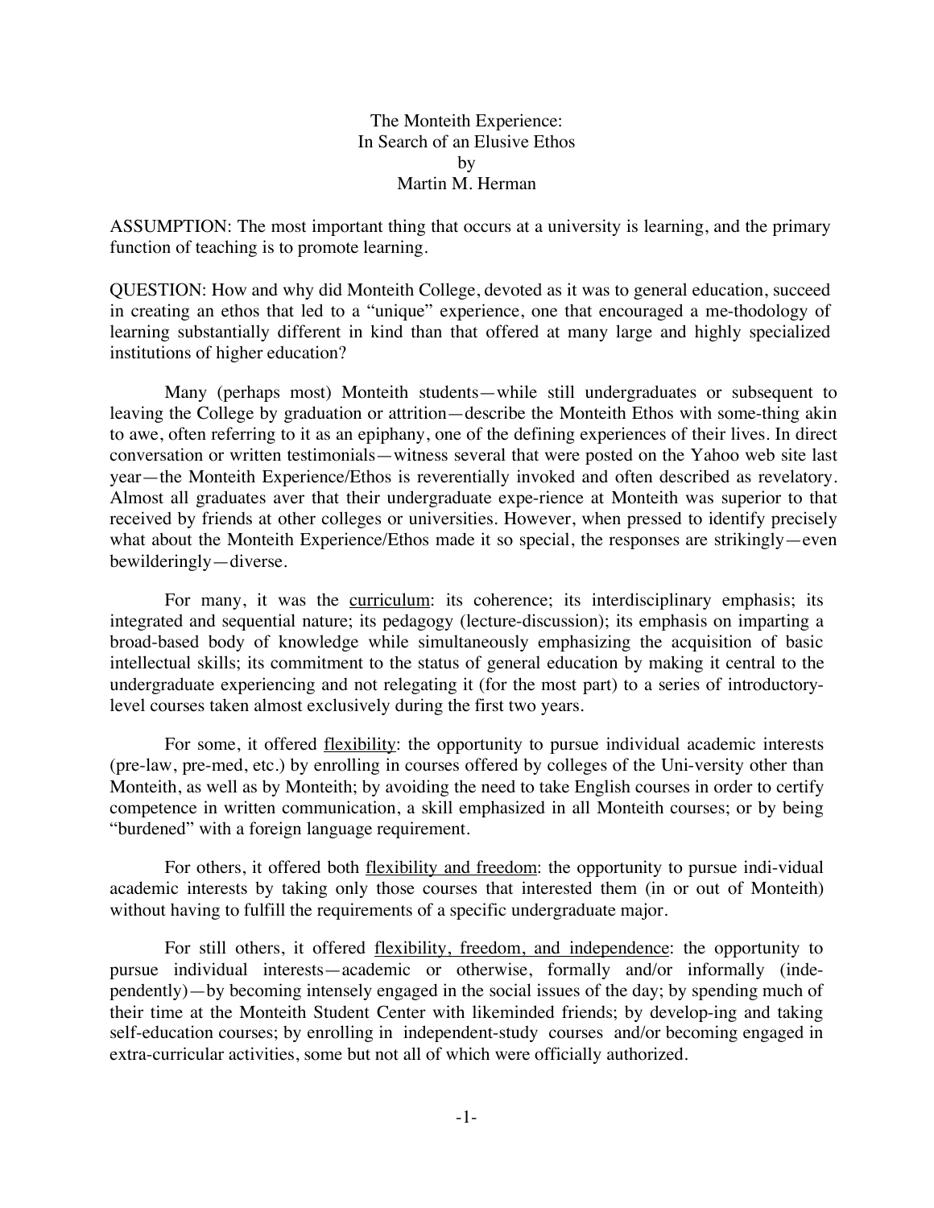# The Monteith Experience: In Search of an Elusive Ethos

by

Martin M. Herman

ASSUMPTION: The most important thing that occurs at a university is learning, and the primary function of teaching is to promote learning.

QUESTION: How and why did Monteith College, devoted as it was to general education, succeed in creating an ethos that led to a "unique" experience, one that encouraged a me-thodology of learning substantially different in kind than that offered at many large and highly specialized institutions of higher education?

Many (perhaps most) Monteith students—while still undergraduates or subsequent to leaving the College by graduation or attrition—describe the Monteith Ethos with some-thing akin to awe, often referring to it as an epiphany, one of the defining experiences of their lives. In direct conversation or written testimonials—witness several that were posted on the Yahoo web site last year—the Monteith Experience/Ethos is reverentially invoked and often described as revelatory. Almost all graduates aver that their undergraduate expe-rience at Monteith was superior to that received by friends at other colleges or universities. However, when pressed to identify precisely what about the Monteith Experience/Ethos made it so special, the responses are strikingly—even bewilderingly—diverse.

For many, it was the <u>curriculum</u>: its coherence; its interdisciplinary emphasis; its integrated and sequential nature; its pedagogy (lecture-discussion); its emphasis on imparting a broad-based body of knowledge while simultaneously emphasizing the acquisition of basic intellectual skills; its commitment to the status of general education by making it central to the undergraduate experiencing and not relegating it (for the most part) to a series of introductory-level courses taken almost exclusively during the first two years.

For some, it offered <u>flexibility</u>: the opportunity to pursue individual academic interests (pre-law, pre-med, etc.) by enrolling in courses offered by colleges of the Uni-versity other than Monteith, as well as by Monteith; by avoiding the need to take English courses in order to certify competence in written communication, a skill emphasized in all Monteith courses; or by being "burdened" with a foreign language requirement.

For others, it offered both <u>flexibility and freedom</u>: the opportunity to pursue indi-vidual academic interests by taking only those courses that interested them (in or out of Monteith) without having to fulfill the requirements of a specific undergraduate major.

For still others, it offered <u>flexibility, freedom, and independence</u>: the opportunity to pursue individual interests—academic or otherwise, formally and/or informally (inde-pendently)—by becoming intensely engaged in the social issues of the day; by spending much of their time at the Monteith Student Center with likeminded friends; by develop-ing and taking self-education courses; by enrolling in independent-study courses and/or becoming engaged in extra-curricular activities, some but not all of which were officially authorized.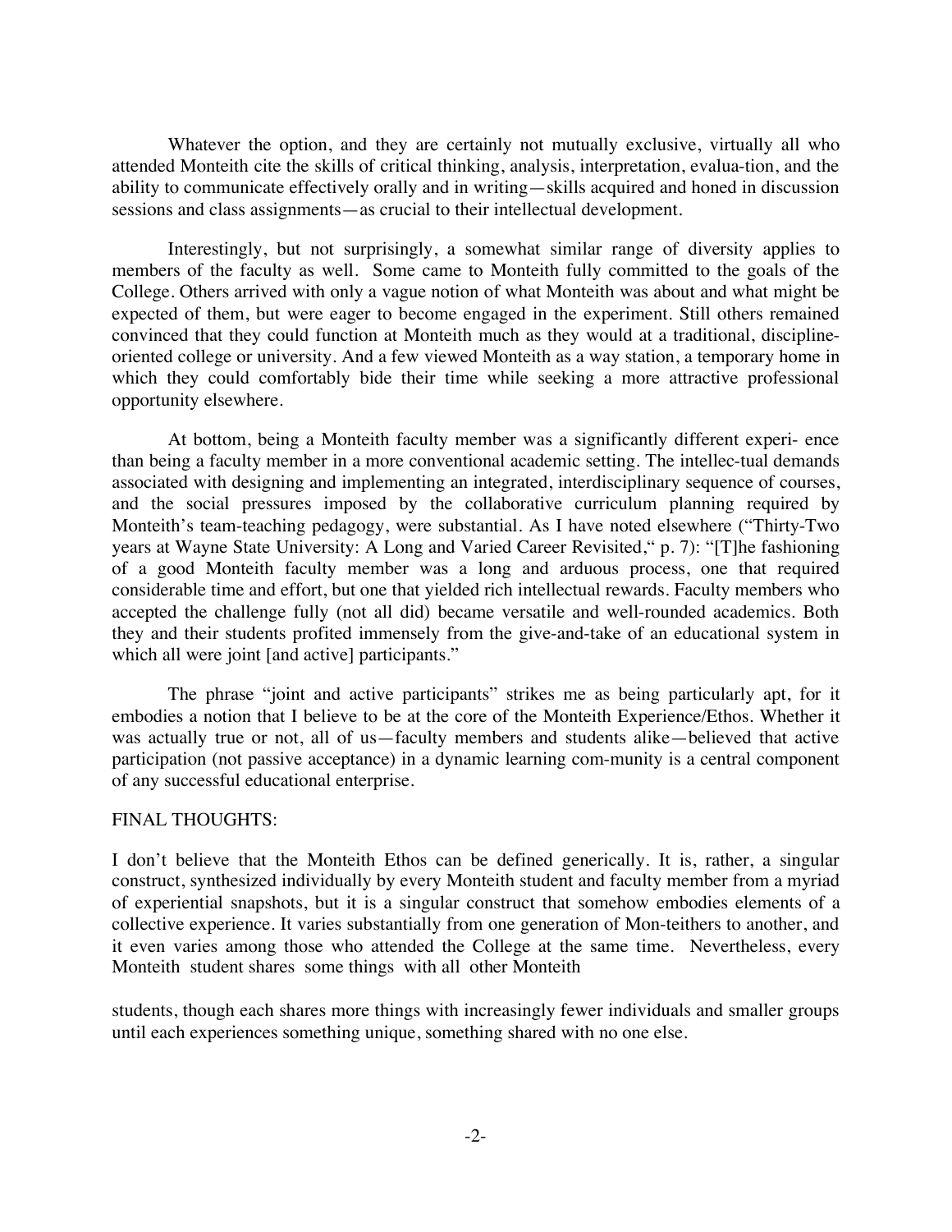Whatever the option, and they are certainly not mutually exclusive, virtually all who attended Monteith cite the skills of critical thinking, analysis, interpretation, evalua-tion, and the ability to communicate effectively orally and in writing—skills acquired and honed in discussion sessions and class assignments—as crucial to their intellectual development.

Interestingly, but not surprisingly, a somewhat similar range of diversity applies to members of the faculty as well. Some came to Monteith fully committed to the goals of the College. Others arrived with only a vague notion of what Monteith was about and what might be expected of them, but were eager to become engaged in the experiment. Still others remained convinced that they could function at Monteith much as they would at a traditional, discipline-oriented college or university. And a few viewed Monteith as a way station, a temporary home in which they could comfortably bide their time while seeking a more attractive professional opportunity elsewhere.

At bottom, being a Monteith faculty member was a significantly different experi- ence than being a faculty member in a more conventional academic setting. The intellec-tual demands associated with designing and implementing an integrated, interdisciplinary sequence of courses, and the social pressures imposed by the collaborative curriculum planning required by Monteith's team-teaching pedagogy, were substantial. As I have noted elsewhere ("Thirty-Two years at Wayne State University: A Long and Varied Career Revisited," p. 7): "[T]he fashioning of a good Monteith faculty member was a long and arduous process, one that required considerable time and effort, but one that yielded rich intellectual rewards. Faculty members who accepted the challenge fully (not all did) became versatile and well-rounded academics. Both they and their students profited immensely from the give-and-take of an educational system in which all were joint [and active] participants."

The phrase "joint and active participants" strikes me as being particularly apt, for it embodies a notion that I believe to be at the core of the Monteith Experience/Ethos. Whether it was actually true or not, all of us—faculty members and students alike—believed that active participation (not passive acceptance) in a dynamic learning com-munity is a central component of any successful educational enterprise.

FINAL THOUGHTS:

I don't believe that the Monteith Ethos can be defined generically. It is, rather, a singular construct, synthesized individually by every Monteith student and faculty member from a myriad of experiential snapshots, but it is a singular construct that somehow embodies elements of a collective experience. It varies substantially from one generation of Mon-teithers to another, and it even varies among those who attended the College at the same time. Nevertheless, every Monteith student shares some things with all other Monteith students, though each shares more things with increasingly fewer individuals and smaller groups until each experiences something unique, something shared with no one else.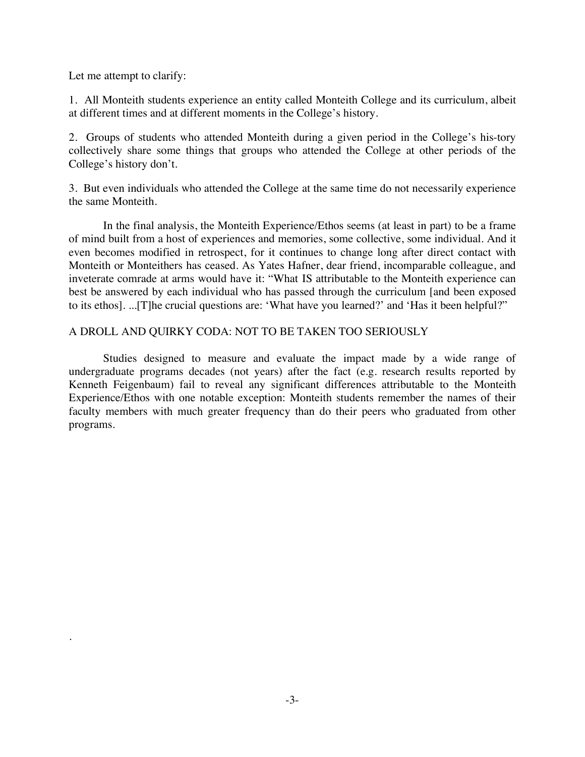Let me attempt to clarify:

1. All Monteith students experience an entity called Monteith College and its curriculum, albeit at different times and at different moments in the College's history.

2. Groups of students who attended Monteith during a given period in the College's his-tory collectively share some things that groups who attended the College at other periods of the College's history don't.

3. But even individuals who attended the College at the same time do not necessarily experience the same Monteith.

In the final analysis, the Monteith Experience/Ethos seems (at least in part) to be a frame of mind built from a host of experiences and memories, some collective, some individual. And it even becomes modified in retrospect, for it continues to change long after direct contact with Monteith or Monteithers has ceased. As Yates Hafner, dear friend, incomparable colleague, and inveterate comrade at arms would have it: "What IS attributable to the Monteith experience can best be answered by each individual who has passed through the curriculum [and been exposed to its ethos]. ...[T]he crucial questions are: 'What have you learned?' and 'Has it been helpful?"

## A DROLL AND QUIRKY CODA: NOT TO BE TAKEN TOO SERIOUSLY

Studies designed to measure and evaluate the impact made by a wide range of undergraduate programs decades (not years) after the fact (e.g. research results reported by Kenneth Feigenbaum) fail to reveal any significant differences attributable to the Monteith Experience/Ethos with one notable exception: Monteith students remember the names of their faculty members with much greater frequency than do their peers who graduated from other programs.

.